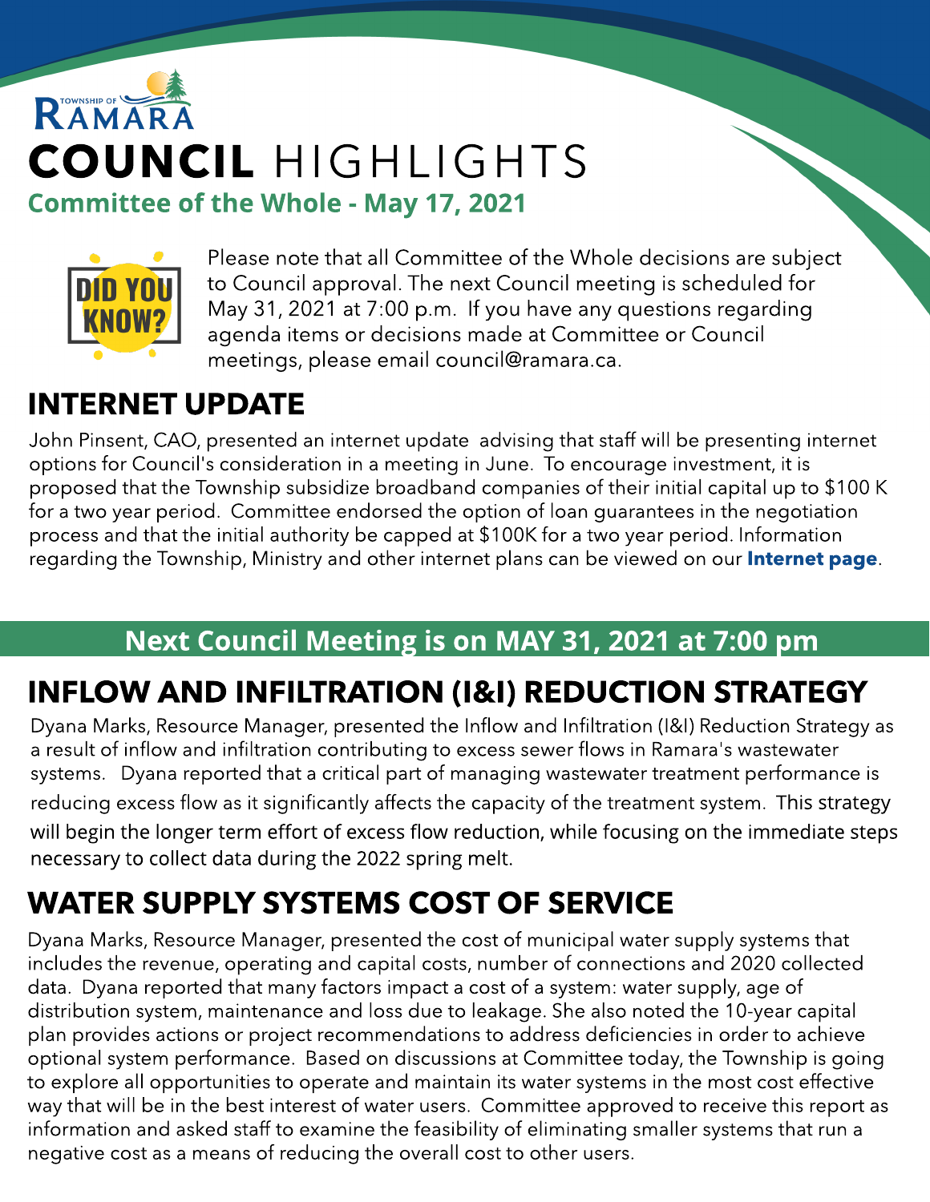TOWNSHIP OF RAMARA

# COUNCIL HIGHLIGHTS

## Committee of the Whole - May 17, 2021

DID YOU KNOW?

Please note that all Committee of the Whole decisions are subject to Council approval. The next Council meeting is scheduled for May 31, 2021 at 7:00 p.m. If you have any questions regarding agenda items or decisions made at Committee or Council meetings, please email council@ramara.ca.

## INTERNET UPDATE

John Pinsent, CAO, presented an internet update advising that staff will be presenting internet options for Council's consideration in a meeting in June. To encourage investment, it is proposed that the Township subsidize broadband companies of their initial capital up to $100 K for a two year period. Committee endorsed the option of loan guarantees in the negotiation process and that the initial authority be capped at $100K for a two year period. Information regarding the Township, Ministry and other internet plans can be viewed on our **Internet page**.

**Next Council Meeting is on MAY 31, 2021 at 7:00 pm**

## INFLOW AND INFILTRATION (I&I) REDUCTION STRATEGY

Dyana Marks, Resource Manager, presented the Inflow and Infiltration (I&I) Reduction Strategy as a result of inflow and infiltration contributing to excess sewer flows in Ramara's wastewater systems. Dyana reported that a critical part of managing wastewater treatment performance is reducing excess flow as it significantly affects the capacity of the treatment system. This strategy will begin the longer term effort of excess flow reduction, while focusing on the immediate steps necessary to collect data during the 2022 spring melt.

## WATER SUPPLY SYSTEMS COST OF SERVICE

Dyana Marks, Resource Manager, presented the cost of municipal water supply systems that includes the revenue, operating and capital costs, number of connections and 2020 collected data. Dyana reported that many factors impact a cost of a system: water supply, age of distribution system, maintenance and loss due to leakage. She also noted the 10-year capital plan provides actions or project recommendations to address deficiencies in order to achieve optional system performance. Based on discussions at Committee today, the Township is going to explore all opportunities to operate and maintain its water systems in the most cost effective way that will be in the best interest of water users. Committee approved to receive this report as information and asked staff to examine the feasibility of eliminating smaller systems that run a negative cost as a means of reducing the overall cost to other users.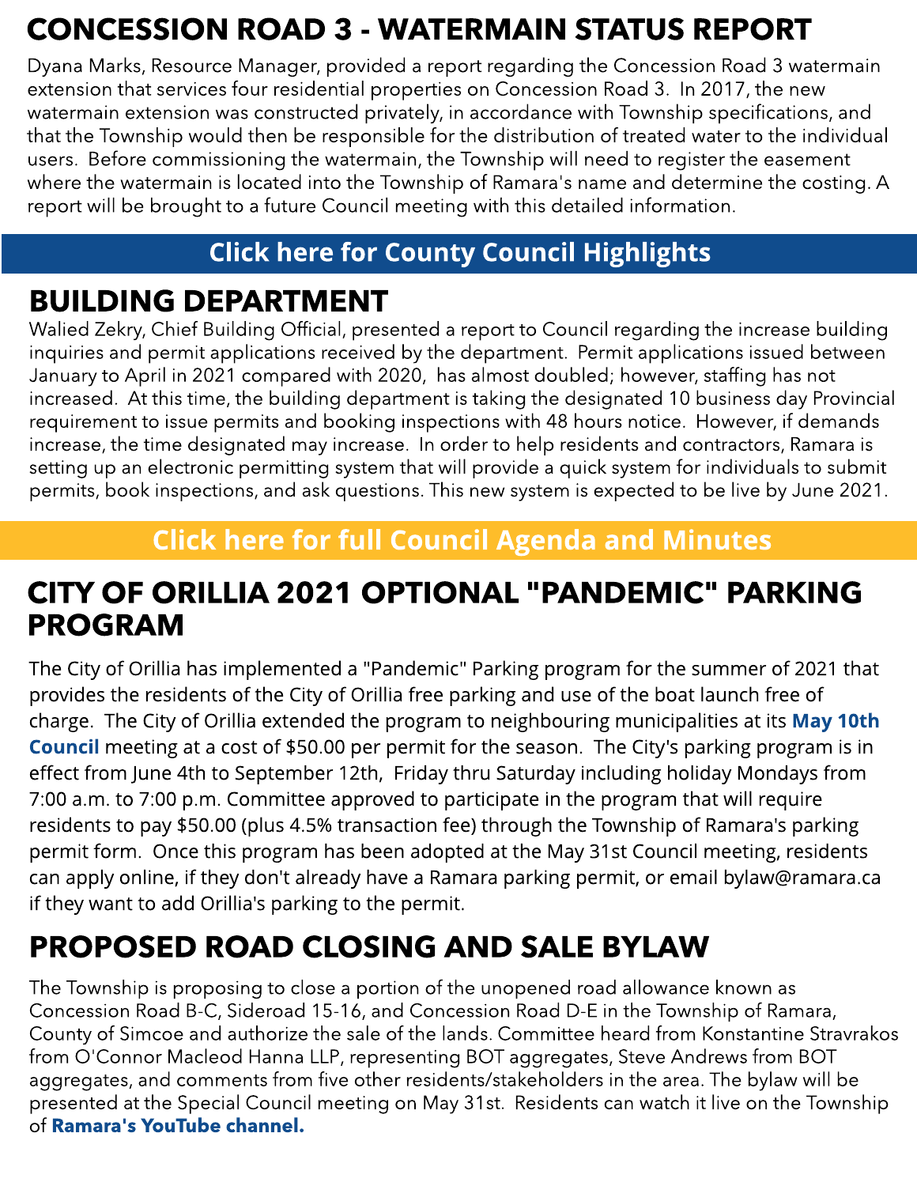## CONCESSION ROAD 3 - WATERMAIN STATUS REPORT

Dyana Marks, Resource Manager, provided a report regarding the Concession Road 3 watermain extension that services four residential properties on Concession Road 3. In 2017, the new watermain extension was constructed privately, in accordance with Township specifications, and that the Township would then be responsible for the distribution of treated water to the individual users. Before commissioning the watermain, the Township will need to register the easement where the watermain is located into the Township of Ramara's name and determine the costing. A report will be brought to a future Council meeting with this detailed information.

**Click here for County Council Highlights**

## BUILDING DEPARTMENT

Walied Zekry, Chief Building Official, presented a report to Council regarding the increase building inquiries and permit applications received by the department. Permit applications issued between January to April in 2021 compared with 2020, has almost doubled; however, staffing has not increased. At this time, the building department is taking the designated 10 business day Provincial requirement to issue permits and booking inspections with 48 hours notice. However, if demands increase, the time designated may increase. In order to help residents and contractors, Ramara is setting up an electronic permitting system that will provide a quick system for individuals to submit permits, book inspections, and ask questions. This new system is expected to be live by June 2021.

**Click here for full Council Agenda and Minutes**

## CITY OF ORILLIA 2021 OPTIONAL "PANDEMIC" PARKING PROGRAM

The City of Orillia has implemented a "Pandemic" Parking program for the summer of 2021 that provides the residents of the City of Orillia free parking and use of the boat launch free of charge. The City of Orillia extended the program to neighbouring municipalities at its **May 10th Council** meeting at a cost of $50.00 per permit for the season. The City's parking program is in effect from June 4th to September 12th, Friday thru Saturday including holiday Mondays from 7:00 a.m. to 7:00 p.m. Committee approved to participate in the program that will require residents to pay $50.00 (plus 4.5% transaction fee) through the Township of Ramara's parking permit form. Once this program has been adopted at the May 31st Council meeting, residents can apply online, if they don't already have a Ramara parking permit, or email bylaw@ramara.ca if they want to add Orillia's parking to the permit.

## PROPOSED ROAD CLOSING AND SALE BYLAW

The Township is proposing to close a portion of the unopened road allowance known as Concession Road B-C, Sideroad 15-16, and Concession Road D-E in the Township of Ramara, County of Simcoe and authorize the sale of the lands. Committee heard from Konstantine Stravrakos from O'Connor Macleod Hanna LLP, representing BOT aggregates, Steve Andrews from BOT aggregates, and comments from five other residents/stakeholders in the area. The bylaw will be presented at the Special Council meeting on May 31st. Residents can watch it live on the Township of **Ramara's YouTube channel.**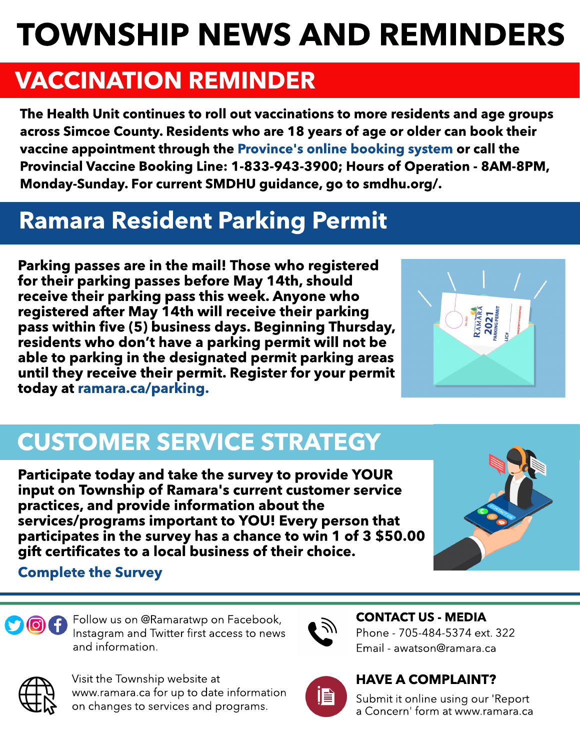# TOWNSHIP NEWS AND REMINDERS

## VACCINATION REMINDER

**The Health Unit continues to roll out vaccinations to more residents and age groups across Simcoe County. Residents who are 18 years of age or older can book their vaccine appointment through the Province's online booking system or call the Provincial Vaccine Booking Line: 1-833-943-3900; Hours of Operation - 8AM-8PM, Monday-Sunday. For current SMDHU guidance, go to smdhu.org/.**

## Ramara Resident Parking Permit

**Parking passes are in the mail! Those who registered for their parking passes before May 14th, should receive their parking pass this week. Anyone who registered after May 14th will receive their parking pass within five (5) business days. Beginning Thursday, residents who don't have a parking permit will not be able to parking in the designated permit parking areas until they receive their permit. Register for your permit today at ramara.ca/parking.**

## CUSTOMER SERVICE STRATEGY

**Participate today and take the survey to provide YOUR input on Township of Ramara's current customer service practices, and provide information about the services/programs important to YOU! Every person that participates in the survey has a chance to win 1 of 3 $50.00 gift certificates to a local business of their choice.**

**Complete the Survey**

Follow us on @Ramaratwp on Facebook, Instagram and Twitter first access to news and information.

Visit the Township website at www.ramara.ca for up to date information on changes to services and programs.

**CONTACT US - MEDIA**

Phone - 705-484-5374 ext. 322

Email - awatson@ramara.ca

**HAVE A COMPLAINT?**

Submit it online using our 'Report a Concern' form at www.ramara.ca